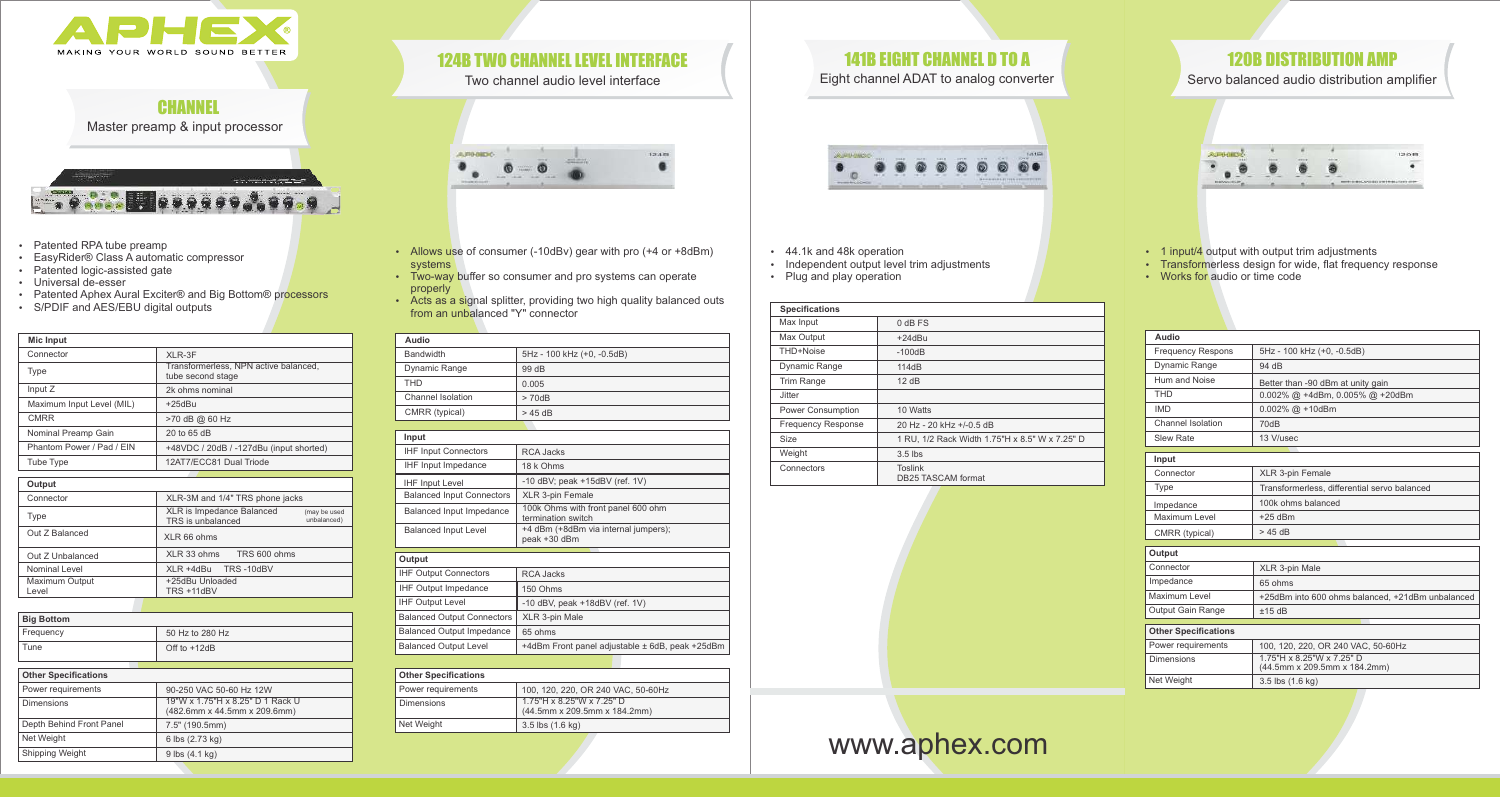APHEX
MAKING YOUR WORLD SOUND BETTER

## CHANNEL

Master preamp & input processor

- Patented RPA tube preamp
- EasyRider® Class A automatic compressor
- Patented logic-assisted gate
- Universal de-esser
- Patented Aphex Aural Exciter® and Big Bottom® processors
- S/PDIF and AES/EBU digital outputs

| Mic Input | |
|---|---|
| Connector | XLR-3F |
| Type | Transformerless, NPN active balanced, tube second stage |
| Input Z | 2k ohms nominal |
| Maximum Input Level (MIL) | +25dBu |
| CMRR | >70 dB @ 60 Hz |
| Nominal Preamp Gain | 20 to 65 dB |
| Phantom Power / Pad / EIN | +48VDC / 20dB / -127dBu (input shorted) |
| Tube Type | 12AT7/ECC81 Dual Triode |

| Output | |
|---|---|
| Connector | XLR-3M and 1/4" TRS phone jacks |
| Type | XLR is Impedance Balanced TRS is unbalanced (may be used unbalanced) |
| Out Z Balanced | XLR 66 ohms |
| Out Z Unbalanced | XLR 33 ohms TRS 600 ohms |
| Nominal Level | XLR +4dBu TRS -10dBV |
| Maximum Output Level | +25dBu Unloaded TRS +11dBV |

| Big Bottom | |
|---|---|
| Frequency | 50 Hz to 280 Hz |
| Tune | Off to +12dB |

| Other Specifications | |
|---|---|
| Power requirements | 90-250 VAC 50-60 Hz 12W |
| Dimensions | 19"W x 1.75"H x 8.25" D 1 Rack U (482.6mm x 44.5mm x 209.6mm) |
| Depth Behind Front Panel | 7.5" (190.5mm) |
| Net Weight | 6 lbs (2.73 kg) |
| Shipping Weight | 9 lbs (4.1 kg) |

## 124B TWO CHANNEL LEVEL INTERFACE

Two channel audio level interface

- Allows use of consumer (-10dBv) gear with pro (+4 or +8dBm) systems
- Two-way buffer so consumer and pro systems can operate properly
- Acts as a signal splitter, providing two high quality balanced outs from an unbalanced "Y" connector

| Audio | |
|---|---|
| Bandwidth | 5Hz - 100 kHz (+0, -0.5dB) |
| Dynamic Range | 99 dB |
| THD | 0.005 |
| Channel Isolation | > 70dB |
| CMRR (typical) | > 45 dB |

| Input | |
|---|---|
| IHF Input Connectors | RCA Jacks |
| IHF Input Impedance | 18 k Ohms |
| IHF Input Level | -10 dBV; peak +15dBV (ref. 1V) |
| Balanced Input Connectors | XLR 3-pin Female |
| Balanced Input Impedance | 100k Ohms with front panel 600 ohm termination switch |
| Balanced Input Level | +4 dBm (+8dBm via internal jumpers); peak +30 dBm |

| Output | |
|---|---|
| IHF Output Connectors | RCA Jacks |
| IHF Output Impedance | 150 Ohms |
| IHF Output Level | -10 dBV, peak +18dBV (ref. 1V) |
| Balanced Output Connectors | XLR 3-pin Male |
| Balanced Output Impedance | 65 ohms |
| Balanced Output Level | +4dBm Front panel adjustable ± 6dB, peak +25dBm |

| Other Specifications | |
|---|---|
| Power requirements | 100, 120, 220, OR 240 VAC, 50-60Hz |
| Dimensions | 1.75"H x 8.25"W x 7.25" D (44.5mm x 209.5mm x 184.2mm) |
| Net Weight | 3.5 lbs (1.6 kg) |

## 141B EIGHT CHANNEL D TO A

Eight channel ADAT to analog converter

- 44.1k and 48k operation
- Independent output level trim adjustments
- Plug and play operation

| Specifications | |
|---|---|
| Max Input | 0 dB FS |
| Max Output | +24dBu |
| THD+Noise | -100dB |
| Dynamic Range | 114dB |
| Trim Range | 12 dB |
| Jitter | |
| Power Consumption | 10 Watts |
| Frequency Response | 20 Hz - 20 kHz +/-0.5 dB |
| Size | 1 RU, 1/2 Rack Width 1.75"H x 8.5" W x 7.25" D |
| Weight | 3.5 lbs |
| Connectors | Toslink DB25 TASCAM format |

## 120B DISTRIBUTION AMP

Servo balanced audio distribution amplifier

- 1 input/4 output with output trim adjustments
- Transformerless design for wide, flat frequency response
- Works for audio or time code

| Audio | |
|---|---|
| Frequency Respons | 5Hz - 100 kHz (+0, -0.5dB) |
| Dynamic Range | 94 dB |
| Hum and Noise | Better than -90 dBm at unity gain |
| THD | 0.002% @ +4dBm, 0.005% @ +20dBm |
| IMD | 0.002% @ +10dBm |
| Channel Isolation | 70dB |
| Slew Rate | 13 V/usec |

| Input | |
|---|---|
| Connector | XLR 3-pin Female |
| Type | Transformerless, differential servo balanced |
| Impedance | 100k ohms balanced |
| Maximum Level | +25 dBm |
| CMRR (typical) | > 45 dB |

| Output | |
|---|---|
| Connector | XLR 3-pin Male |
| Impedance | 65 ohms |
| Maximum Level | +25dBm into 600 ohms balanced, +21dBm unbalanced |
| Output Gain Range | ±15 dB |

| Other Specifications | |
|---|---|
| Power requirements | 100, 120, 220, OR 240 VAC, 50-60Hz |
| Dimensions | 1.75"H x 8.25"W x 7.25" D (44.5mm x 209.5mm x 184.2mm) |
| Net Weight | 3.5 lbs (1.6 kg) |

www.aphex.com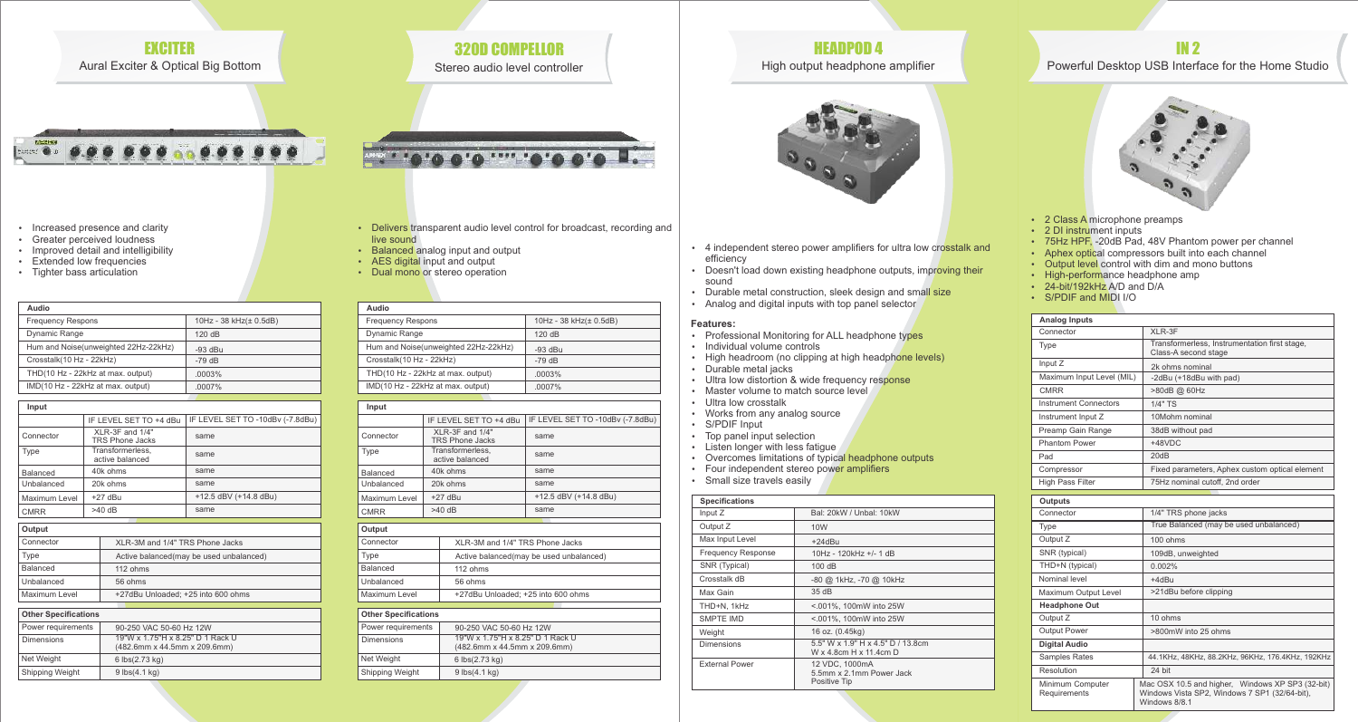# EXCITER

Aural Exciter & Optical Big Bottom

- Increased presence and clarity
- Greater perceived loudness
- Improved detail and intelligibility
- Extended low frequencies
- Tighter bass articulation

| Audio | |
|---|---|
| Frequency Respons | 10Hz - 38 kHz(± 0.5dB) |
| Dynamic Range | 120 dB |
| Hum and Noise(unweighted 22Hz-22kHz) | -93 dBu |
| Crosstalk(10 Hz - 22kHz) | -79 dB |
| THD(10 Hz - 22kHz at max. output) | .0003% |
| IMD(10 Hz - 22kHz at max. output) | .0007% |

| Input | IF LEVEL SET TO +4 dBu | IF LEVEL SET TO -10dBv (-7.8dBu) |
|---|---|---|
| Connector | XLR-3F and 1/4" TRS Phone Jacks | same |
| Type | Transformerless, active balanced | same |
| Balanced | 40k ohms | same |
| Unbalanced | 20k ohms | same |
| Maximum Level | +27 dBu | +12.5 dBV (+14.8 dBu) |
| CMRR | >40 dB | same |

| Output | |
|---|---|
| Connector | XLR-3M and 1/4" TRS Phone Jacks |
| Type | Active balanced(may be used unbalanced) |
| Balanced | 112 ohms |
| Unbalanced | 56 ohms |
| Maximum Level | +27dBu Unloaded; +25 into 600 ohms |

| Other Specifications | |
|---|---|
| Power requirements | 90-250 VAC 50-60 Hz 12W |
| Dimensions | 19"W x 1.75"H x 8.25" D 1 Rack U (482.6mm x 44.5mm x 209.6mm) |
| Net Weight | 6 lbs(2.73 kg) |
| Shipping Weight | 9 lbs(4.1 kg) |

# 320D COMPELLOR

Stereo audio level controller

- Delivers transparent audio level control for broadcast, recording and live sound
- Balanced analog input and output
- AES digital input and output
- Dual mono or stereo operation

| Audio | |
|---|---|
| Frequency Respons | 10Hz - 38 kHz(± 0.5dB) |
| Dynamic Range | 120 dB |
| Hum and Noise(unweighted 22Hz-22kHz) | -93 dBu |
| Crosstalk(10 Hz - 22kHz) | -79 dB |
| THD(10 Hz - 22kHz at max. output) | .0003% |
| IMD(10 Hz - 22kHz at max. output) | .0007% |

| Input | IF LEVEL SET TO +4 dBu | IF LEVEL SET TO -10dBv (-7.8dBu) |
|---|---|---|
| Connector | XLR-3F and 1/4" TRS Phone Jacks | same |
| Type | Transformerless, active balanced | same |
| Balanced | 40k ohms | same |
| Unbalanced | 20k ohms | same |
| Maximum Level | +27 dBu | +12.5 dBV (+14.8 dBu) |
| CMRR | >40 dB | same |

| Output | |
|---|---|
| Connector | XLR-3M and 1/4" TRS Phone Jacks |
| Type | Active balanced(may be used unbalanced) |
| Balanced | 112 ohms |
| Unbalanced | 56 ohms |
| Maximum Level | +27dBu Unloaded; +25 into 600 ohms |

| Other Specifications | |
|---|---|
| Power requirements | 90-250 VAC 50-60 Hz 12W |
| Dimensions | 19"W x 1.75"H x 8.25" D 1 Rack U (482.6mm x 44.5mm x 209.6mm) |
| Net Weight | 6 lbs(2.73 kg) |
| Shipping Weight | 9 lbs(4.1 kg) |

# HEADPOD 4

High output headphone amplifier

- 4 independent stereo power amplifiers for ultra low crosstalk and efficiency
- Doesn't load down existing headphone outputs, improving their sound
- Durable metal construction, sleek design and small size
- Analog and digital inputs with top panel selector

**Features:**

- Professional Monitoring for ALL headphone types
- Individual volume controls
- High headroom (no clipping at high headphone levels)
- Durable metal jacks
- Ultra low distortion & wide frequency response
- Master volume to match source level
- Ultra low crosstalk
- Works from any analog source
- S/PDIF Input
- Top panel input selection
- Listen longer with less fatigue
- Overcomes limitations of typical headphone outputs
- Four independent stereo power amplifiers
- Small size travels easily

| Specifications | |
|---|---|
| Input Z | Bal: 20kW / Unbal: 10kW |
| Output Z | 10W |
| Max Input Level | +24dBu |
| Frequency Response | 10Hz - 120kHz +/- 1 dB |
| SNR (Typical) | 100 dB |
| Crosstalk dB | -80 @ 1kHz, -70 @ 10kHz |
| Max Gain | 35 dB |
| THD+N, 1kHz | <.001%, 100mW into 25W |
| SMPTE IMD | <.001%, 100mW into 25W |
| Weight | 16 oz. (0.45kg) |
| Dimensions | 5.5" W x 1.9" H x 4.5" D / 13.8cm W x 4.8cm H x 11.4cm D |
| External Power | 12 VDC, 1000mA 5.5mm x 2.1mm Power Jack Positive Tip |

# IN 2

Powerful Desktop USB Interface for the Home Studio

- 2 Class A microphone preamps
- 2 DI instrument inputs
- 75Hz HPF, -20dB Pad, 48V Phantom power per channel
- Aphex optical compressors built into each channel
- Output level control with dim and mono buttons
- High-performance headphone amp
- 24-bit/192kHz A/D and D/A
- S/PDIF and MIDI I/O

| Analog Inputs | |
|---|---|
| Connector | XLR-3F |
| Type | Transformerless, Instrumentation first stage, Class-A second stage |
| Input Z | 2k ohms nominal |
| Maximum Input Level (MIL) | -2dBu (+18dBu with pad) |
| CMRR | >80dB @ 60Hz |
| Instrument Connectors | 1/4" TS |
| Instrument Input Z | 10Mohm nominal |
| Preamp Gain Range | 38dB without pad |
| Phantom Power | +48VDC |
| Pad | 20dB |
| Compressor | Fixed parameters, Aphex custom optical element |
| High Pass Filter | 75Hz nominal cutoff, 2nd order |

| Outputs | |
|---|---|
| Connector | 1/4" TRS phone jacks |
| Type | True Balanced (may be used unbalanced) |
| Output Z | 100 ohms |
| SNR (typical) | 109dB, unweighted |
| THD+N (typical) | 0.002% |
| Nominal level | +4dBu |
| Maximum Output Level | >21dBu before clipping |
| **Headphone Out** | |
| Output Z | 10 ohms |
| Output Power | >800mW into 25 ohms |
| **Digital Audio** | |
| Samples Rates | 44.1KHz, 48KHz, 88.2KHz, 96KHz, 176.4KHz, 192KHz |
| Resolution | 24 bit |
| Minimum Computer Requirements | Mac OSX 10.5 and higher, Windows XP SP3 (32-bit) Windows Vista SP2, Windows 7 SP1 (32/64-bit), Windows 8/8.1 |